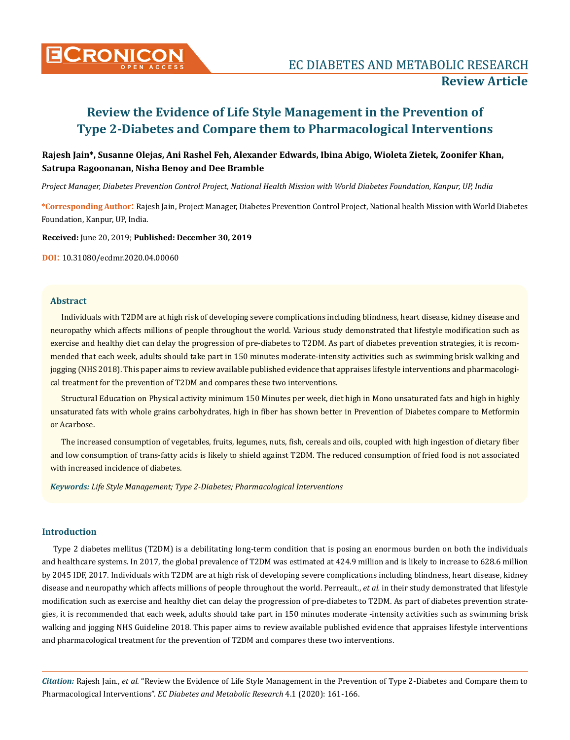# Review the Evidence of Life Style Management in the Prevention of Type 2-Diabetes and Compare them to Pharmacological Interventions

**Rajesh Jain\*, Susanne Olejas, Ani Rashel Feh, Alexander Edwards, Ibina Abigo, Wioleta Zietek, Zoonifer Khan, Satrupa Ragoonanan, Nisha Benoy and Dee Bramble**

*Project Manager, Diabetes Prevention Control Project, National Health Mission with World Diabetes Foundation, Kanpur, UP, India*

**\*Corresponding Author:** Rajesh Jain, Project Manager, Diabetes Prevention Control Project, National health Mission with World Diabetes Foundation, Kanpur, UP, India.

**Received:** June 20, 2019; **Published: December 30, 2019**

**DOI:** 10.31080/ecdmr.2020.04.00060

## Abstract

Individuals with T2DM are at high risk of developing severe complications including blindness, heart disease, kidney disease and neuropathy which affects millions of people throughout the world. Various study demonstrated that lifestyle modification such as exercise and healthy diet can delay the progression of pre-diabetes to T2DM. As part of diabetes prevention strategies, it is recommended that each week, adults should take part in 150 minutes moderate-intensity activities such as swimming brisk walking and jogging (NHS 2018). This paper aims to review available published evidence that appraises lifestyle interventions and pharmacological treatment for the prevention of T2DM and compares these two interventions.

Structural Education on Physical activity minimum 150 Minutes per week, diet high in Mono unsaturated fats and high in highly unsaturated fats with whole grains carbohydrates, high in fiber has shown better in Prevention of Diabetes compare to Metformin or Acarbose.

The increased consumption of vegetables, fruits, legumes, nuts, fish, cereals and oils, coupled with high ingestion of dietary fiber and low consumption of trans-fatty acids is likely to shield against T2DM. The reduced consumption of fried food is not associated with increased incidence of diabetes.

***Keywords:*** *Life Style Management; Type 2-Diabetes; Pharmacological Interventions*

## Introduction

Type 2 diabetes mellitus (T2DM) is a debilitating long-term condition that is posing an enormous burden on both the individuals and healthcare systems. In 2017, the global prevalence of T2DM was estimated at 424.9 million and is likely to increase to 628.6 million by 2045 IDF, 2017. Individuals with T2DM are at high risk of developing severe complications including blindness, heart disease, kidney disease and neuropathy which affects millions of people throughout the world. Perreault., *et al.* in their study demonstrated that lifestyle modification such as exercise and healthy diet can delay the progression of pre-diabetes to T2DM. As part of diabetes prevention strategies, it is recommended that each week, adults should take part in 150 minutes moderate -intensity activities such as swimming brisk walking and jogging NHS Guideline 2018. This paper aims to review available published evidence that appraises lifestyle interventions and pharmacological treatment for the prevention of T2DM and compares these two interventions.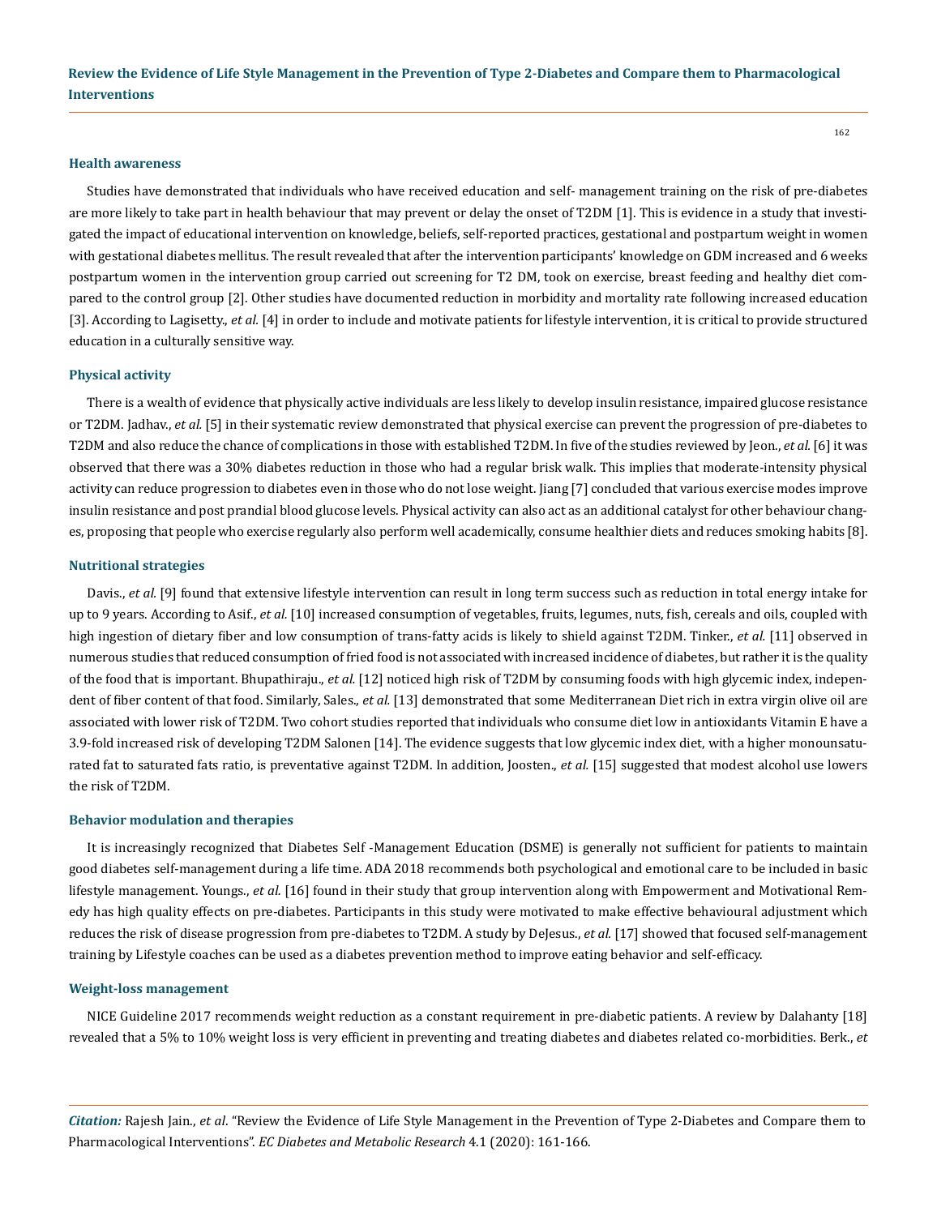### Health awareness

Studies have demonstrated that individuals who have received education and self- management training on the risk of pre-diabetes are more likely to take part in health behaviour that may prevent or delay the onset of T2DM [1]. This is evidence in a study that investigated the impact of educational intervention on knowledge, beliefs, self-reported practices, gestational and postpartum weight in women with gestational diabetes mellitus. The result revealed that after the intervention participants' knowledge on GDM increased and 6 weeks postpartum women in the intervention group carried out screening for T2 DM, took on exercise, breast feeding and healthy diet compared to the control group [2]. Other studies have documented reduction in morbidity and mortality rate following increased education [3]. According to Lagisetty., *et al.* [4] in order to include and motivate patients for lifestyle intervention, it is critical to provide structured education in a culturally sensitive way.

### Physical activity

There is a wealth of evidence that physically active individuals are less likely to develop insulin resistance, impaired glucose resistance or T2DM. Jadhav., *et al.* [5] in their systematic review demonstrated that physical exercise can prevent the progression of pre-diabetes to T2DM and also reduce the chance of complications in those with established T2DM. In five of the studies reviewed by Jeon., *et al.* [6] it was observed that there was a 30% diabetes reduction in those who had a regular brisk walk. This implies that moderate-intensity physical activity can reduce progression to diabetes even in those who do not lose weight. Jiang [7] concluded that various exercise modes improve insulin resistance and post prandial blood glucose levels. Physical activity can also act as an additional catalyst for other behaviour changes, proposing that people who exercise regularly also perform well academically, consume healthier diets and reduces smoking habits [8].

### Nutritional strategies

Davis., *et al.* [9] found that extensive lifestyle intervention can result in long term success such as reduction in total energy intake for up to 9 years. According to Asif., *et al.* [10] increased consumption of vegetables, fruits, legumes, nuts, fish, cereals and oils, coupled with high ingestion of dietary fiber and low consumption of trans-fatty acids is likely to shield against T2DM. Tinker., *et al.* [11] observed in numerous studies that reduced consumption of fried food is not associated with increased incidence of diabetes, but rather it is the quality of the food that is important. Bhupathiraju., *et al.* [12] noticed high risk of T2DM by consuming foods with high glycemic index, independent of fiber content of that food. Similarly, Sales., *et al.* [13] demonstrated that some Mediterranean Diet rich in extra virgin olive oil are associated with lower risk of T2DM. Two cohort studies reported that individuals who consume diet low in antioxidants Vitamin E have a 3.9-fold increased risk of developing T2DM Salonen [14]. The evidence suggests that low glycemic index diet, with a higher monounsaturated fat to saturated fats ratio, is preventative against T2DM. In addition, Joosten., *et al.* [15] suggested that modest alcohol use lowers the risk of T2DM.

### Behavior modulation and therapies

It is increasingly recognized that Diabetes Self -Management Education (DSME) is generally not sufficient for patients to maintain good diabetes self-management during a life time. ADA 2018 recommends both psychological and emotional care to be included in basic lifestyle management. Youngs., *et al.* [16] found in their study that group intervention along with Empowerment and Motivational Remedy has high quality effects on pre-diabetes. Participants in this study were motivated to make effective behavioural adjustment which reduces the risk of disease progression from pre-diabetes to T2DM. A study by DeJesus., *et al.* [17] showed that focused self-management training by Lifestyle coaches can be used as a diabetes prevention method to improve eating behavior and self-efficacy.

### Weight-loss management

NICE Guideline 2017 recommends weight reduction as a constant requirement in pre-diabetic patients. A review by Dalahanty [18] revealed that a 5% to 10% weight loss is very efficient in preventing and treating diabetes and diabetes related co-morbidities. Berk., *et*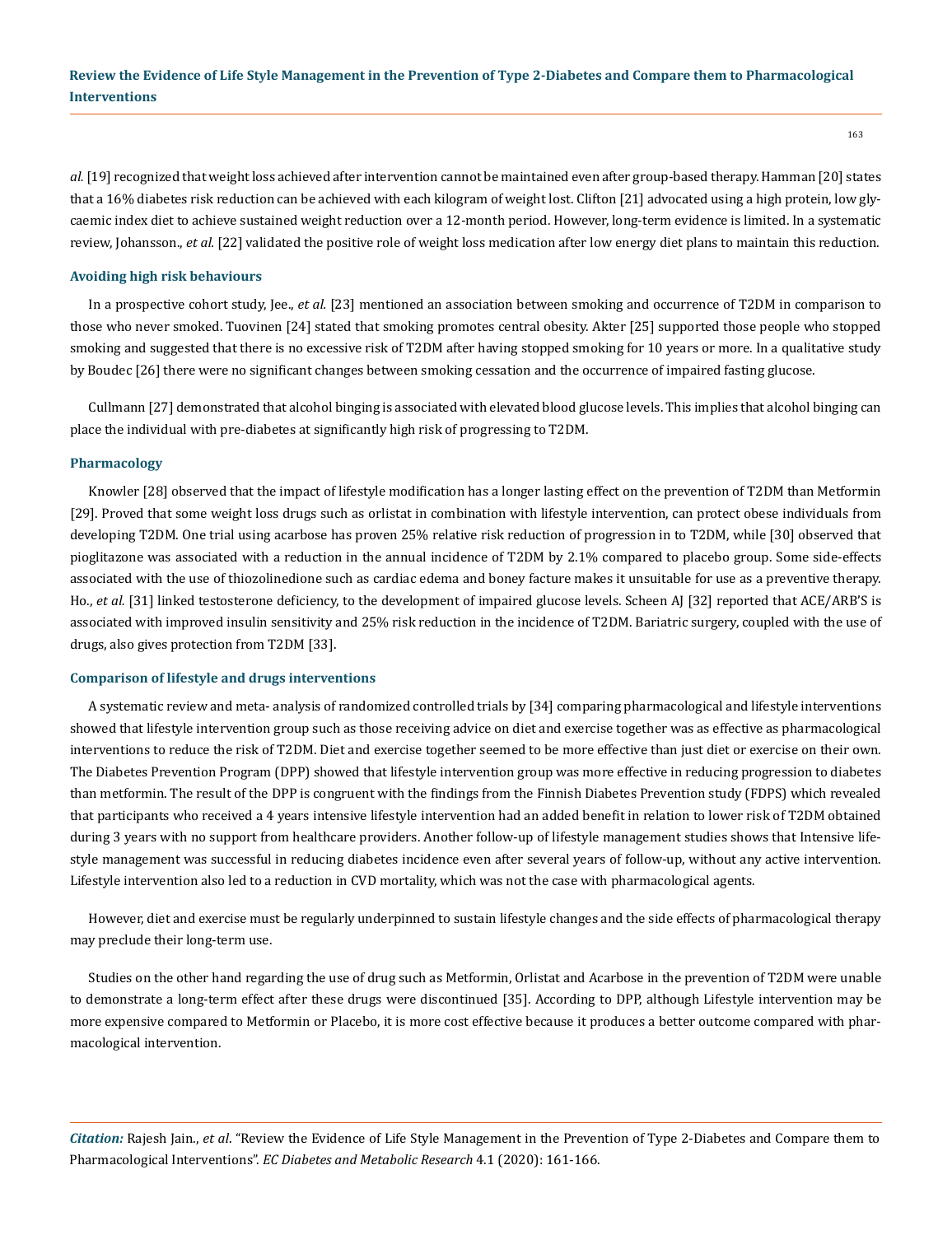*al.* [19] recognized that weight loss achieved after intervention cannot be maintained even after group-based therapy. Hamman [20] states that a 16% diabetes risk reduction can be achieved with each kilogram of weight lost. Clifton [21] advocated using a high protein, low glycaemic index diet to achieve sustained weight reduction over a 12-month period. However, long-term evidence is limited. In a systematic review, Johansson., *et al.* [22] validated the positive role of weight loss medication after low energy diet plans to maintain this reduction.

### Avoiding high risk behaviours

In a prospective cohort study, Jee., *et al.* [23] mentioned an association between smoking and occurrence of T2DM in comparison to those who never smoked. Tuovinen [24] stated that smoking promotes central obesity. Akter [25] supported those people who stopped smoking and suggested that there is no excessive risk of T2DM after having stopped smoking for 10 years or more. In a qualitative study by Boudec [26] there were no significant changes between smoking cessation and the occurrence of impaired fasting glucose.

Cullmann [27] demonstrated that alcohol binging is associated with elevated blood glucose levels. This implies that alcohol binging can place the individual with pre-diabetes at significantly high risk of progressing to T2DM.

### Pharmacology

Knowler [28] observed that the impact of lifestyle modification has a longer lasting effect on the prevention of T2DM than Metformin [29]. Proved that some weight loss drugs such as orlistat in combination with lifestyle intervention, can protect obese individuals from developing T2DM. One trial using acarbose has proven 25% relative risk reduction of progression in to T2DM, while [30] observed that pioglitazone was associated with a reduction in the annual incidence of T2DM by 2.1% compared to placebo group. Some side-effects associated with the use of thiozolinedione such as cardiac edema and boney facture makes it unsuitable for use as a preventive therapy. Ho., *et al.* [31] linked testosterone deficiency, to the development of impaired glucose levels. Scheen AJ [32] reported that ACE/ARB'S is associated with improved insulin sensitivity and 25% risk reduction in the incidence of T2DM. Bariatric surgery, coupled with the use of drugs, also gives protection from T2DM [33].

### Comparison of lifestyle and drugs interventions

A systematic review and meta- analysis of randomized controlled trials by [34] comparing pharmacological and lifestyle interventions showed that lifestyle intervention group such as those receiving advice on diet and exercise together was as effective as pharmacological interventions to reduce the risk of T2DM. Diet and exercise together seemed to be more effective than just diet or exercise on their own. The Diabetes Prevention Program (DPP) showed that lifestyle intervention group was more effective in reducing progression to diabetes than metformin. The result of the DPP is congruent with the findings from the Finnish Diabetes Prevention study (FDPS) which revealed that participants who received a 4 years intensive lifestyle intervention had an added benefit in relation to lower risk of T2DM obtained during 3 years with no support from healthcare providers. Another follow-up of lifestyle management studies shows that Intensive lifestyle management was successful in reducing diabetes incidence even after several years of follow-up, without any active intervention. Lifestyle intervention also led to a reduction in CVD mortality, which was not the case with pharmacological agents.

However, diet and exercise must be regularly underpinned to sustain lifestyle changes and the side effects of pharmacological therapy may preclude their long-term use.

Studies on the other hand regarding the use of drug such as Metformin, Orlistat and Acarbose in the prevention of T2DM were unable to demonstrate a long-term effect after these drugs were discontinued [35]. According to DPP, although Lifestyle intervention may be more expensive compared to Metformin or Placebo, it is more cost effective because it produces a better outcome compared with pharmacological intervention.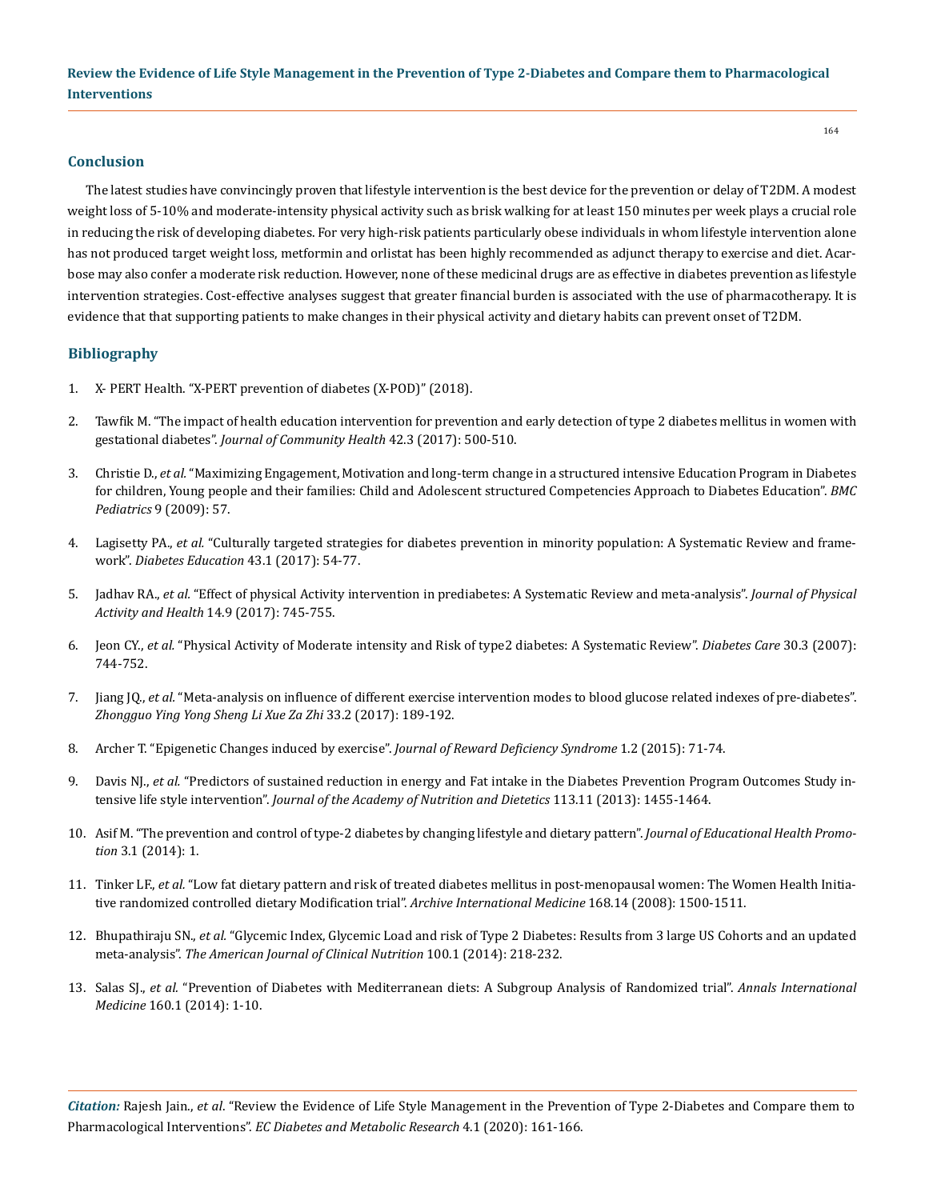## Conclusion

The latest studies have convincingly proven that lifestyle intervention is the best device for the prevention or delay of T2DM. A modest weight loss of 5-10% and moderate-intensity physical activity such as brisk walking for at least 150 minutes per week plays a crucial role in reducing the risk of developing diabetes. For very high-risk patients particularly obese individuals in whom lifestyle intervention alone has not produced target weight loss, metformin and orlistat has been highly recommended as adjunct therapy to exercise and diet. Acarbose may also confer a moderate risk reduction. However, none of these medicinal drugs are as effective in diabetes prevention as lifestyle intervention strategies. Cost-effective analyses suggest that greater financial burden is associated with the use of pharmacotherapy. It is evidence that that supporting patients to make changes in their physical activity and dietary habits can prevent onset of T2DM.

## Bibliography

1. X- PERT Health. "X-PERT prevention of diabetes (X-POD)" (2018).
2. Tawfik M. "The impact of health education intervention for prevention and early detection of type 2 diabetes mellitus in women with gestational diabetes". *Journal of Community Health* 42.3 (2017): 500-510.
3. Christie D., *et al.* "Maximizing Engagement, Motivation and long-term change in a structured intensive Education Program in Diabetes for children, Young people and their families: Child and Adolescent structured Competencies Approach to Diabetes Education". *BMC Pediatrics* 9 (2009): 57.
4. Lagisetty PA., *et al.* "Culturally targeted strategies for diabetes prevention in minority population: A Systematic Review and framework". *Diabetes Education* 43.1 (2017): 54-77.
5. Jadhav RA., *et al.* "Effect of physical Activity intervention in prediabetes: A Systematic Review and meta-analysis". *Journal of Physical Activity and Health* 14.9 (2017): 745-755.
6. Jeon CY., *et al.* "Physical Activity of Moderate intensity and Risk of type2 diabetes: A Systematic Review". *Diabetes Care* 30.3 (2007): 744-752.
7. Jiang JQ., *et al.* "Meta-analysis on influence of different exercise intervention modes to blood glucose related indexes of pre-diabetes". *Zhongguo Ying Yong Sheng Li Xue Za Zhi* 33.2 (2017): 189-192.
8. Archer T. "Epigenetic Changes induced by exercise". *Journal of Reward Deficiency Syndrome* 1.2 (2015): 71-74.
9. Davis NJ., *et al.* "Predictors of sustained reduction in energy and Fat intake in the Diabetes Prevention Program Outcomes Study intensive life style intervention". *Journal of the Academy of Nutrition and Dietetics* 113.11 (2013): 1455-1464.
10. Asif M. "The prevention and control of type-2 diabetes by changing lifestyle and dietary pattern". *Journal of Educational Health Promotion* 3.1 (2014): 1.
11. Tinker LF., *et al.* "Low fat dietary pattern and risk of treated diabetes mellitus in post-menopausal women: The Women Health Initiative randomized controlled dietary Modification trial". *Archive International Medicine* 168.14 (2008): 1500-1511.
12. Bhupathiraju SN., *et al.* "Glycemic Index, Glycemic Load and risk of Type 2 Diabetes: Results from 3 large US Cohorts and an updated meta-analysis". *The American Journal of Clinical Nutrition* 100.1 (2014): 218-232.
13. Salas SJ., *et al.* "Prevention of Diabetes with Mediterranean diets: A Subgroup Analysis of Randomized trial". *Annals International Medicine* 160.1 (2014): 1-10.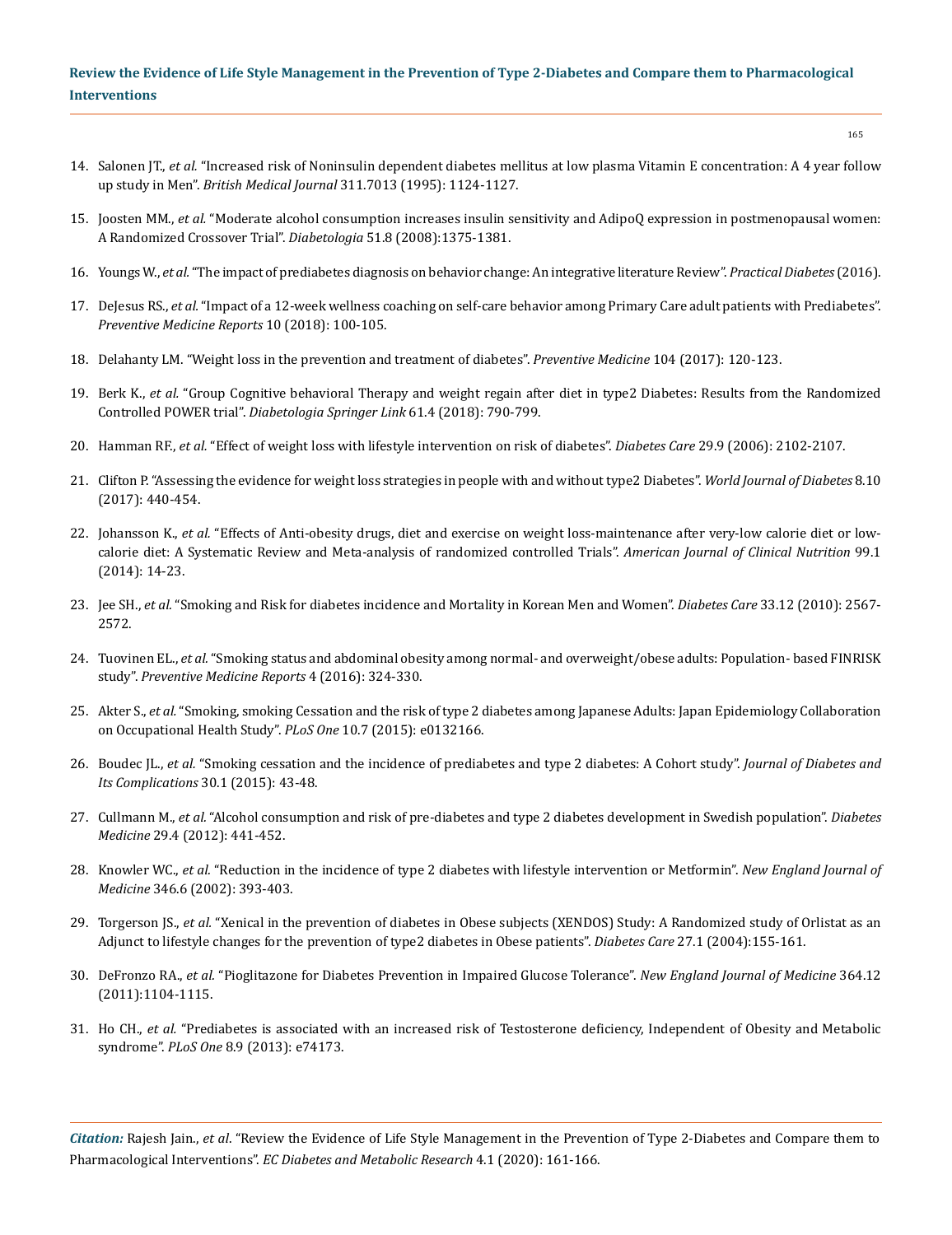14. Salonen JT., *et al.* "Increased risk of Noninsulin dependent diabetes mellitus at low plasma Vitamin E concentration: A 4 year follow up study in Men". *British Medical Journal* 311.7013 (1995): 1124-1127.

15. Joosten MM., *et al.* "Moderate alcohol consumption increases insulin sensitivity and AdipoQ expression in postmenopausal women: A Randomized Crossover Trial". *Diabetologia* 51.8 (2008):1375-1381.

16. Youngs W., *et al.* "The impact of prediabetes diagnosis on behavior change: An integrative literature Review". *Practical Diabetes* (2016).

17. DeJesus RS., *et al.* "Impact of a 12-week wellness coaching on self-care behavior among Primary Care adult patients with Prediabetes". *Preventive Medicine Reports* 10 (2018): 100-105.

18. Delahanty LM. "Weight loss in the prevention and treatment of diabetes". *Preventive Medicine* 104 (2017): 120-123.

19. Berk K., *et al.* "Group Cognitive behavioral Therapy and weight regain after diet in type2 Diabetes: Results from the Randomized Controlled POWER trial". *Diabetologia Springer Link* 61.4 (2018): 790-799.

20. Hamman RF., *et al.* "Effect of weight loss with lifestyle intervention on risk of diabetes". *Diabetes Care* 29.9 (2006): 2102-2107.

21. Clifton P. "Assessing the evidence for weight loss strategies in people with and without type2 Diabetes". *World Journal of Diabetes* 8.10 (2017): 440-454.

22. Johansson K., *et al.* "Effects of Anti-obesity drugs, diet and exercise on weight loss-maintenance after very-low calorie diet or low-calorie diet: A Systematic Review and Meta-analysis of randomized controlled Trials". *American Journal of Clinical Nutrition* 99.1 (2014): 14-23.

23. Jee SH., *et al.* "Smoking and Risk for diabetes incidence and Mortality in Korean Men and Women". *Diabetes Care* 33.12 (2010): 2567-2572.

24. Tuovinen EL., *et al.* "Smoking status and abdominal obesity among normal- and overweight/obese adults: Population- based FINRISK study". *Preventive Medicine Reports* 4 (2016): 324-330.

25. Akter S., *et al.* "Smoking, smoking Cessation and the risk of type 2 diabetes among Japanese Adults: Japan Epidemiology Collaboration on Occupational Health Study". *PLoS One* 10.7 (2015): e0132166.

26. Boudec JL., *et al.* "Smoking cessation and the incidence of prediabetes and type 2 diabetes: A Cohort study". *Journal of Diabetes and Its Complications* 30.1 (2015): 43-48.

27. Cullmann M., *et al.* "Alcohol consumption and risk of pre-diabetes and type 2 diabetes development in Swedish population". *Diabetes Medicine* 29.4 (2012): 441-452.

28. Knowler WC., *et al.* "Reduction in the incidence of type 2 diabetes with lifestyle intervention or Metformin". *New England Journal of Medicine* 346.6 (2002): 393-403.

29. Torgerson JS., *et al.* "Xenical in the prevention of diabetes in Obese subjects (XENDOS) Study: A Randomized study of Orlistat as an Adjunct to lifestyle changes for the prevention of type2 diabetes in Obese patients". *Diabetes Care* 27.1 (2004):155-161.

30. DeFronzo RA., *et al.* "Pioglitazone for Diabetes Prevention in Impaired Glucose Tolerance". *New England Journal of Medicine* 364.12 (2011):1104-1115.

31. Ho CH., *et al.* "Prediabetes is associated with an increased risk of Testosterone deficiency, Independent of Obesity and Metabolic syndrome". *PLoS One* 8.9 (2013): e74173.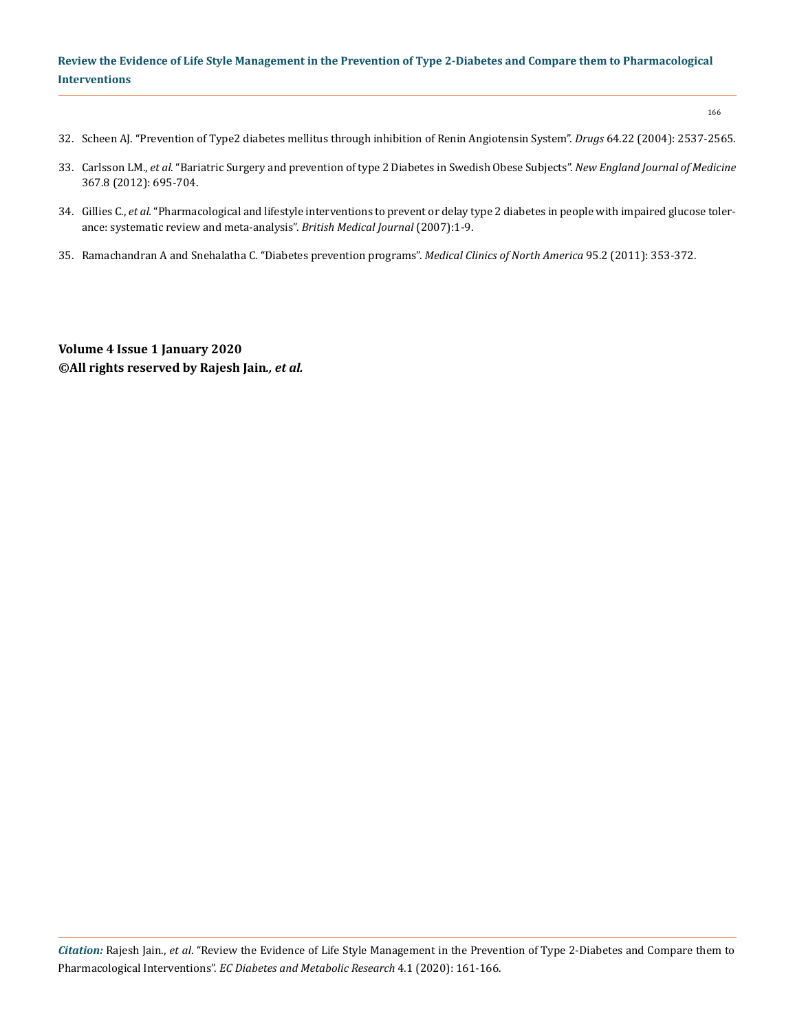32. Scheen AJ. "Prevention of Type2 diabetes mellitus through inhibition of Renin Angiotensin System". *Drugs* 64.22 (2004): 2537-2565.

33. Carlsson LM., *et al.* "Bariatric Surgery and prevention of type 2 Diabetes in Swedish Obese Subjects". *New England Journal of Medicine* 367.8 (2012): 695-704.

34. Gillies C., *et al.* "Pharmacological and lifestyle interventions to prevent or delay type 2 diabetes in people with impaired glucose tolerance: systematic review and meta-analysis". *British Medical Journal* (2007):1-9.

35. Ramachandran A and Snehalatha C. "Diabetes prevention programs". *Medical Clinics of North America* 95.2 (2011): 353-372.

**Volume 4 Issue 1 January 2020**
**©All rights reserved by Rajesh Jain*., et al.***